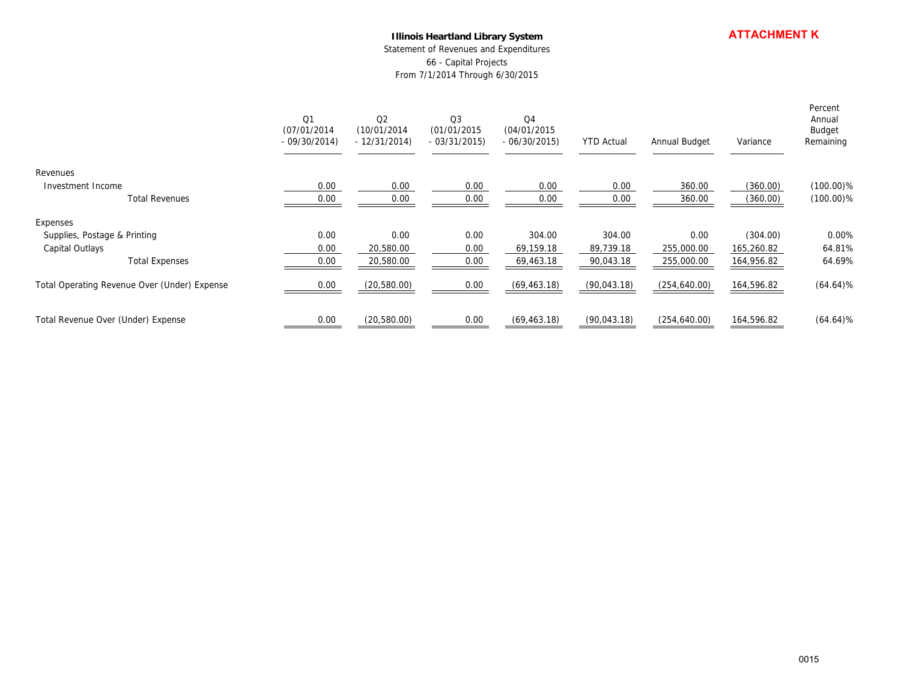**ATTACHMENT K**

# Illinois Heartland Library System

Statement of Revenues and Expenditures

66 - Capital Projects

From 7/1/2014 Through 6/30/2015

| | Q1 (07/01/2014 - 09/30/2014) | Q2 (10/01/2014 - 12/31/2014) | Q3 (01/01/2015 - 03/31/2015) | Q4 (04/01/2015 - 06/30/2015) | YTD Actual | Annual Budget | Variance | Percent Annual Budget Remaining |
|---|---|---|---|---|---|---|---|---|
| Revenues | | | | | | | | |
| Investment Income | 0.00 | 0.00 | 0.00 | 0.00 | 0.00 | 360.00 | (360.00) | (100.00)% |
| Total Revenues | 0.00 | 0.00 | 0.00 | 0.00 | 0.00 | 360.00 | (360.00) | (100.00)% |
| Expenses | | | | | | | | |
| Supplies, Postage & Printing | 0.00 | 0.00 | 0.00 | 304.00 | 304.00 | 0.00 | (304.00) | 0.00% |
| Capital Outlays | 0.00 | 20,580.00 | 0.00 | 69,159.18 | 89,739.18 | 255,000.00 | 165,260.82 | 64.81% |
| Total Expenses | 0.00 | 20,580.00 | 0.00 | 69,463.18 | 90,043.18 | 255,000.00 | 164,956.82 | 64.69% |
| Total Operating Revenue Over (Under) Expense | 0.00 | (20,580.00) | 0.00 | (69,463.18) | (90,043.18) | (254,640.00) | 164,596.82 | (64.64)% |
| Total Revenue Over (Under) Expense | 0.00 | (20,580.00) | 0.00 | (69,463.18) | (90,043.18) | (254,640.00) | 164,596.82 | (64.64)% |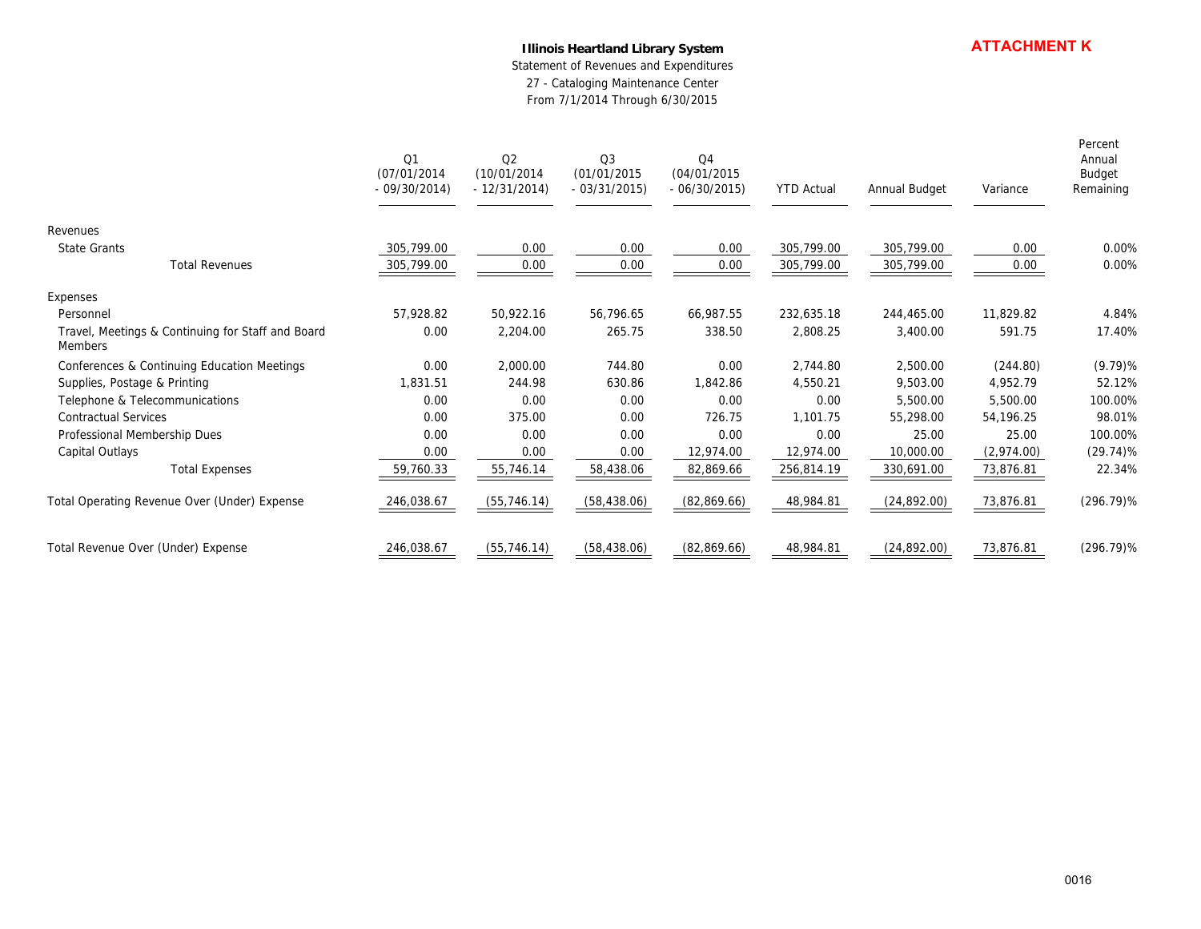**ATTACHMENT K**

**Illinois Heartland Library System**

Statement of Revenues and Expenditures

27 - Cataloging Maintenance Center

From 7/1/2014 Through 6/30/2015

| | Q1 (07/01/2014 - 09/30/2014) | Q2 (10/01/2014 - 12/31/2014) | Q3 (01/01/2015 - 03/31/2015) | Q4 (04/01/2015 - 06/30/2015) | YTD Actual | Annual Budget | Variance | Percent Annual Budget Remaining |
|---|---|---|---|---|---|---|---|---|
| Revenues | | | | | | | | |
| State Grants | 305,799.00 | 0.00 | 0.00 | 0.00 | 305,799.00 | 305,799.00 | 0.00 | 0.00% |
| Total Revenues | 305,799.00 | 0.00 | 0.00 | 0.00 | 305,799.00 | 305,799.00 | 0.00 | 0.00% |
| Expenses | | | | | | | | |
| Personnel | 57,928.82 | 50,922.16 | 56,796.65 | 66,987.55 | 232,635.18 | 244,465.00 | 11,829.82 | 4.84% |
| Travel, Meetings & Continuing for Staff and Board Members | 0.00 | 2,204.00 | 265.75 | 338.50 | 2,808.25 | 3,400.00 | 591.75 | 17.40% |
| Conferences & Continuing Education Meetings | 0.00 | 2,000.00 | 744.80 | 0.00 | 2,744.80 | 2,500.00 | (244.80) | (9.79)% |
| Supplies, Postage & Printing | 1,831.51 | 244.98 | 630.86 | 1,842.86 | 4,550.21 | 9,503.00 | 4,952.79 | 52.12% |
| Telephone & Telecommunications | 0.00 | 0.00 | 0.00 | 0.00 | 0.00 | 5,500.00 | 5,500.00 | 100.00% |
| Contractual Services | 0.00 | 375.00 | 0.00 | 726.75 | 1,101.75 | 55,298.00 | 54,196.25 | 98.01% |
| Professional Membership Dues | 0.00 | 0.00 | 0.00 | 0.00 | 0.00 | 25.00 | 25.00 | 100.00% |
| Capital Outlays | 0.00 | 0.00 | 0.00 | 12,974.00 | 12,974.00 | 10,000.00 | (2,974.00) | (29.74)% |
| Total Expenses | 59,760.33 | 55,746.14 | 58,438.06 | 82,869.66 | 256,814.19 | 330,691.00 | 73,876.81 | 22.34% |
| Total Operating Revenue Over (Under) Expense | 246,038.67 | (55,746.14) | (58,438.06) | (82,869.66) | 48,984.81 | (24,892.00) | 73,876.81 | (296.79)% |
| Total Revenue Over (Under) Expense | 246,038.67 | (55,746.14) | (58,438.06) | (82,869.66) | 48,984.81 | (24,892.00) | 73,876.81 | (296.79)% |

0016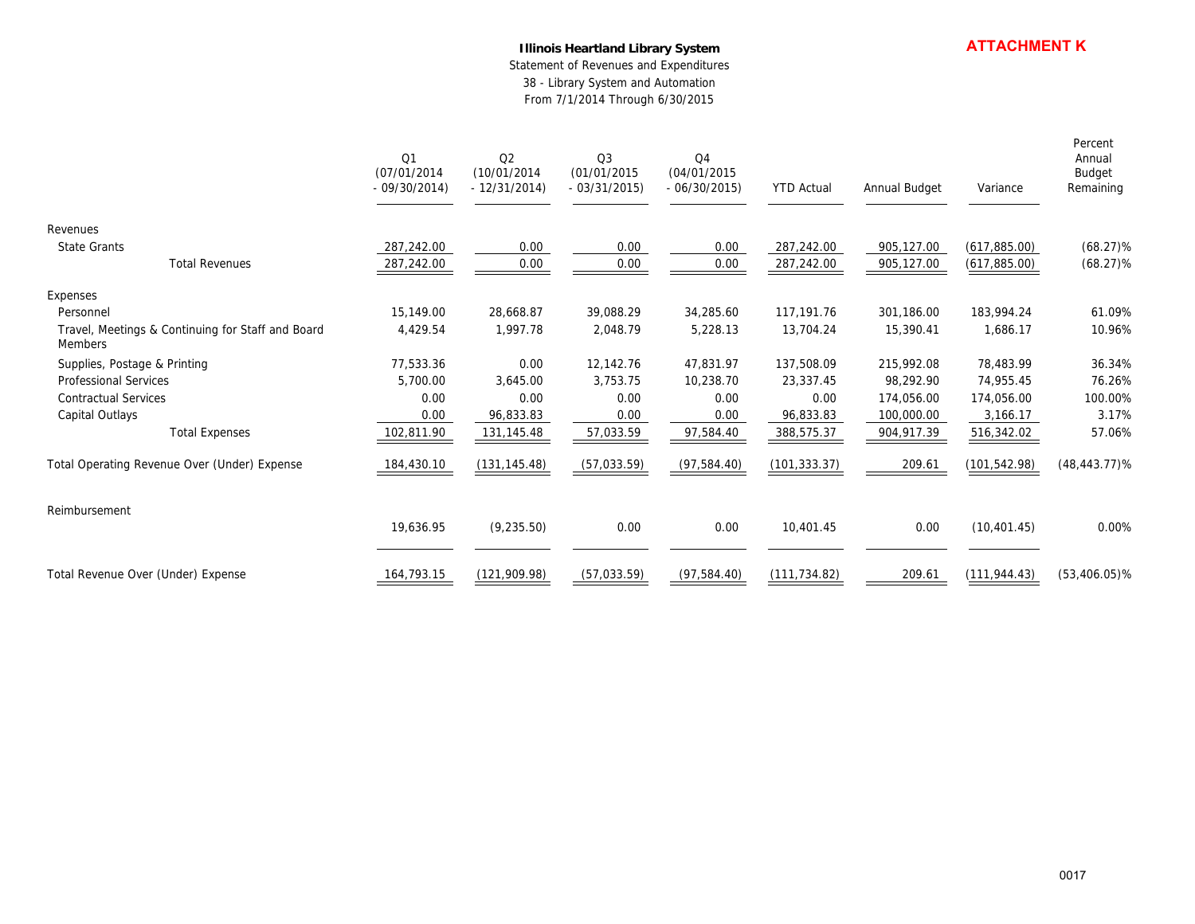**ATTACHMENT K**

**Illinois Heartland Library System**

Statement of Revenues and Expenditures

38 - Library System and Automation

From 7/1/2014 Through 6/30/2015

| | Q1 (07/01/2014 - 09/30/2014) | Q2 (10/01/2014 - 12/31/2014) | Q3 (01/01/2015 - 03/31/2015) | Q4 (04/01/2015 - 06/30/2015) | YTD Actual | Annual Budget | Variance | Percent Annual Budget Remaining |
|---|---|---|---|---|---|---|---|---|
| Revenues | | | | | | | | |
| State Grants | 287,242.00 | 0.00 | 0.00 | 0.00 | 287,242.00 | 905,127.00 | (617,885.00) | (68.27)% |
| Total Revenues | 287,242.00 | 0.00 | 0.00 | 0.00 | 287,242.00 | 905,127.00 | (617,885.00) | (68.27)% |
| Expenses | | | | | | | | |
| Personnel | 15,149.00 | 28,668.87 | 39,088.29 | 34,285.60 | 117,191.76 | 301,186.00 | 183,994.24 | 61.09% |
| Travel, Meetings & Continuing for Staff and Board Members | 4,429.54 | 1,997.78 | 2,048.79 | 5,228.13 | 13,704.24 | 15,390.41 | 1,686.17 | 10.96% |
| Supplies, Postage & Printing | 77,533.36 | 0.00 | 12,142.76 | 47,831.97 | 137,508.09 | 215,992.08 | 78,483.99 | 36.34% |
| Professional Services | 5,700.00 | 3,645.00 | 3,753.75 | 10,238.70 | 23,337.45 | 98,292.90 | 74,955.45 | 76.26% |
| Contractual Services | 0.00 | 0.00 | 0.00 | 0.00 | 0.00 | 174,056.00 | 174,056.00 | 100.00% |
| Capital Outlays | 0.00 | 96,833.83 | 0.00 | 0.00 | 96,833.83 | 100,000.00 | 3,166.17 | 3.17% |
| Total Expenses | 102,811.90 | 131,145.48 | 57,033.59 | 97,584.40 | 388,575.37 | 904,917.39 | 516,342.02 | 57.06% |
| Total Operating Revenue Over (Under) Expense | 184,430.10 | (131,145.48) | (57,033.59) | (97,584.40) | (101,333.37) | 209.61 | (101,542.98) | (48,443.77)% |
| Reimbursement | 19,636.95 | (9,235.50) | 0.00 | 0.00 | 10,401.45 | 0.00 | (10,401.45) | 0.00% |
| Total Revenue Over (Under) Expense | 164,793.15 | (121,909.98) | (57,033.59) | (97,584.40) | (111,734.82) | 209.61 | (111,944.43) | (53,406.05)% |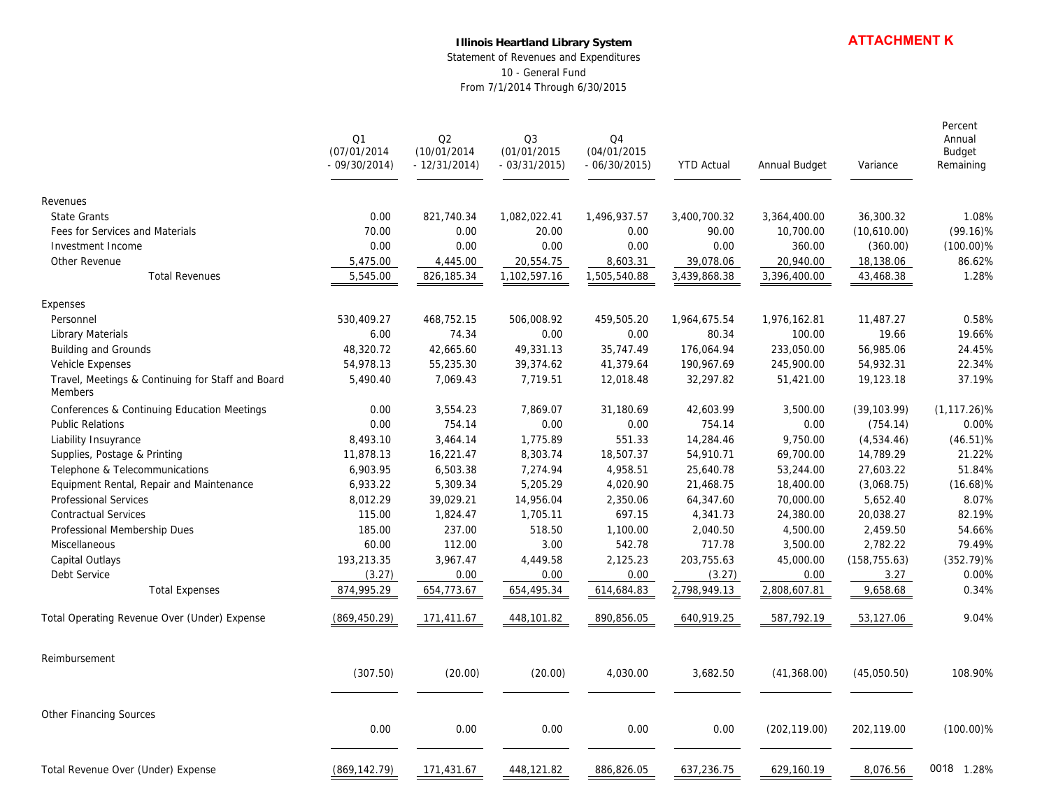**ATTACHMENT K**

**Illinois Heartland Library System**
Statement of Revenues and Expenditures
10 - General Fund
From 7/1/2014 Through 6/30/2015

| | Q1 (07/01/2014 - 09/30/2014) | Q2 (10/01/2014 - 12/31/2014) | Q3 (01/01/2015 - 03/31/2015) | Q4 (04/01/2015 - 06/30/2015) | YTD Actual | Annual Budget | Variance | Percent Annual Budget Remaining |
|---|---|---|---|---|---|---|---|---|
| **Revenues** | | | | | | | | |
| State Grants | 0.00 | 821,740.34 | 1,082,022.41 | 1,496,937.57 | 3,400,700.32 | 3,364,400.00 | 36,300.32 | 1.08% |
| Fees for Services and Materials | 70.00 | 0.00 | 20.00 | 0.00 | 90.00 | 10,700.00 | (10,610.00) | (99.16)% |
| Investment Income | 0.00 | 0.00 | 0.00 | 0.00 | 0.00 | 360.00 | (360.00) | (100.00)% |
| Other Revenue | 5,475.00 | 4,445.00 | 20,554.75 | 8,603.31 | 39,078.06 | 20,940.00 | 18,138.06 | 86.62% |
| Total Revenues | 5,545.00 | 826,185.34 | 1,102,597.16 | 1,505,540.88 | 3,439,868.38 | 3,396,400.00 | 43,468.38 | 1.28% |
| **Expenses** | | | | | | | | |
| Personnel | 530,409.27 | 468,752.15 | 506,008.92 | 459,505.20 | 1,964,675.54 | 1,976,162.81 | 11,487.27 | 0.58% |
| Library Materials | 6.00 | 74.34 | 0.00 | 0.00 | 80.34 | 100.00 | 19.66 | 19.66% |
| Building and Grounds | 48,320.72 | 42,665.60 | 49,331.13 | 35,747.49 | 176,064.94 | 233,050.00 | 56,985.06 | 24.45% |
| Vehicle Expenses | 54,978.13 | 55,235.30 | 39,374.62 | 41,379.64 | 190,967.69 | 245,900.00 | 54,932.31 | 22.34% |
| Travel, Meetings & Continuing for Staff and Board Members | 5,490.40 | 7,069.43 | 7,719.51 | 12,018.48 | 32,297.82 | 51,421.00 | 19,123.18 | 37.19% |
| Conferences & Continuing Education Meetings | 0.00 | 3,554.23 | 7,869.07 | 31,180.69 | 42,603.99 | 3,500.00 | (39,103.99) | (1,117.26)% |
| Public Relations | 0.00 | 754.14 | 0.00 | 0.00 | 754.14 | 0.00 | (754.14) | 0.00% |
| Liability Insuyrance | 8,493.10 | 3,464.14 | 1,775.89 | 551.33 | 14,284.46 | 9,750.00 | (4,534.46) | (46.51)% |
| Supplies, Postage & Printing | 11,878.13 | 16,221.47 | 8,303.74 | 18,507.37 | 54,910.71 | 69,700.00 | 14,789.29 | 21.22% |
| Telephone & Telecommunications | 6,903.95 | 6,503.38 | 7,274.94 | 4,958.51 | 25,640.78 | 53,244.00 | 27,603.22 | 51.84% |
| Equipment Rental, Repair and Maintenance | 6,933.22 | 5,309.34 | 5,205.29 | 4,020.90 | 21,468.75 | 18,400.00 | (3,068.75) | (16.68)% |
| Professional Services | 8,012.29 | 39,029.21 | 14,956.04 | 2,350.06 | 64,347.60 | 70,000.00 | 5,652.40 | 8.07% |
| Contractual Services | 115.00 | 1,824.47 | 1,705.11 | 697.15 | 4,341.73 | 24,380.00 | 20,038.27 | 82.19% |
| Professional Membership Dues | 185.00 | 237.00 | 518.50 | 1,100.00 | 2,040.50 | 4,500.00 | 2,459.50 | 54.66% |
| Miscellaneous | 60.00 | 112.00 | 3.00 | 542.78 | 717.78 | 3,500.00 | 2,782.22 | 79.49% |
| Capital Outlays | 193,213.35 | 3,967.47 | 4,449.58 | 2,125.23 | 203,755.63 | 45,000.00 | (158,755.63) | (352.79)% |
| Debt Service | (3.27) | 0.00 | 0.00 | 0.00 | (3.27) | 0.00 | 3.27 | 0.00% |
| Total Expenses | 874,995.29 | 654,773.67 | 654,495.34 | 614,684.83 | 2,798,949.13 | 2,808,607.81 | 9,658.68 | 0.34% |
| Total Operating Revenue Over (Under) Expense | (869,450.29) | 171,411.67 | 448,101.82 | 890,856.05 | 640,919.25 | 587,792.19 | 53,127.06 | 9.04% |
| Reimbursement | (307.50) | (20.00) | (20.00) | 4,030.00 | 3,682.50 | (41,368.00) | (45,050.50) | 108.90% |
| Other Financing Sources | 0.00 | 0.00 | 0.00 | 0.00 | 0.00 | (202,119.00) | 202,119.00 | (100.00)% |
| Total Revenue Over (Under) Expense | (869,142.79) | 171,431.67 | 448,121.82 | 886,826.05 | 637,236.75 | 629,160.19 | 8,076.56 | 1.28% |

0018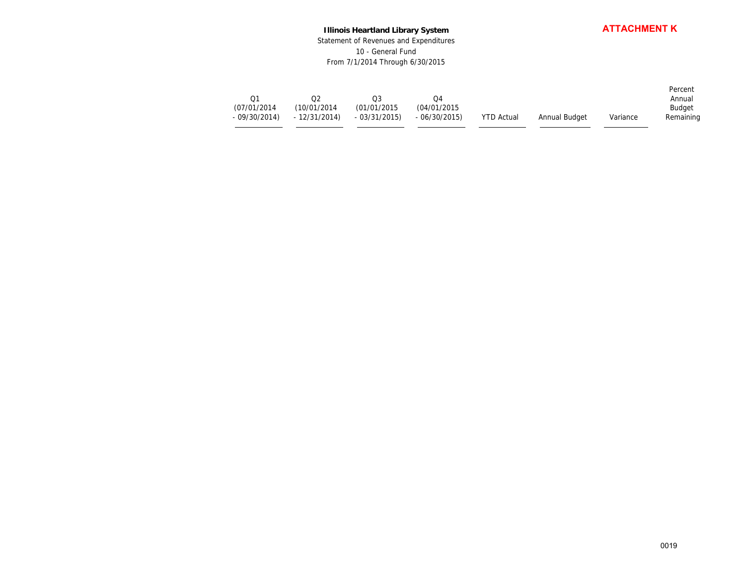**ATTACHMENT K**

**Illinois Heartland Library System**
Statement of Revenues and Expenditures
10 - General Fund
From 7/1/2014 Through 6/30/2015

| Q1 (07/01/2014 - 09/30/2014) | Q2 (10/01/2014 - 12/31/2014) | Q3 (01/01/2015 - 03/31/2015) | Q4 (04/01/2015 - 06/30/2015) | YTD Actual | Annual Budget | Variance | Percent Annual Budget Remaining |
|---|---|---|---|---|---|---|---|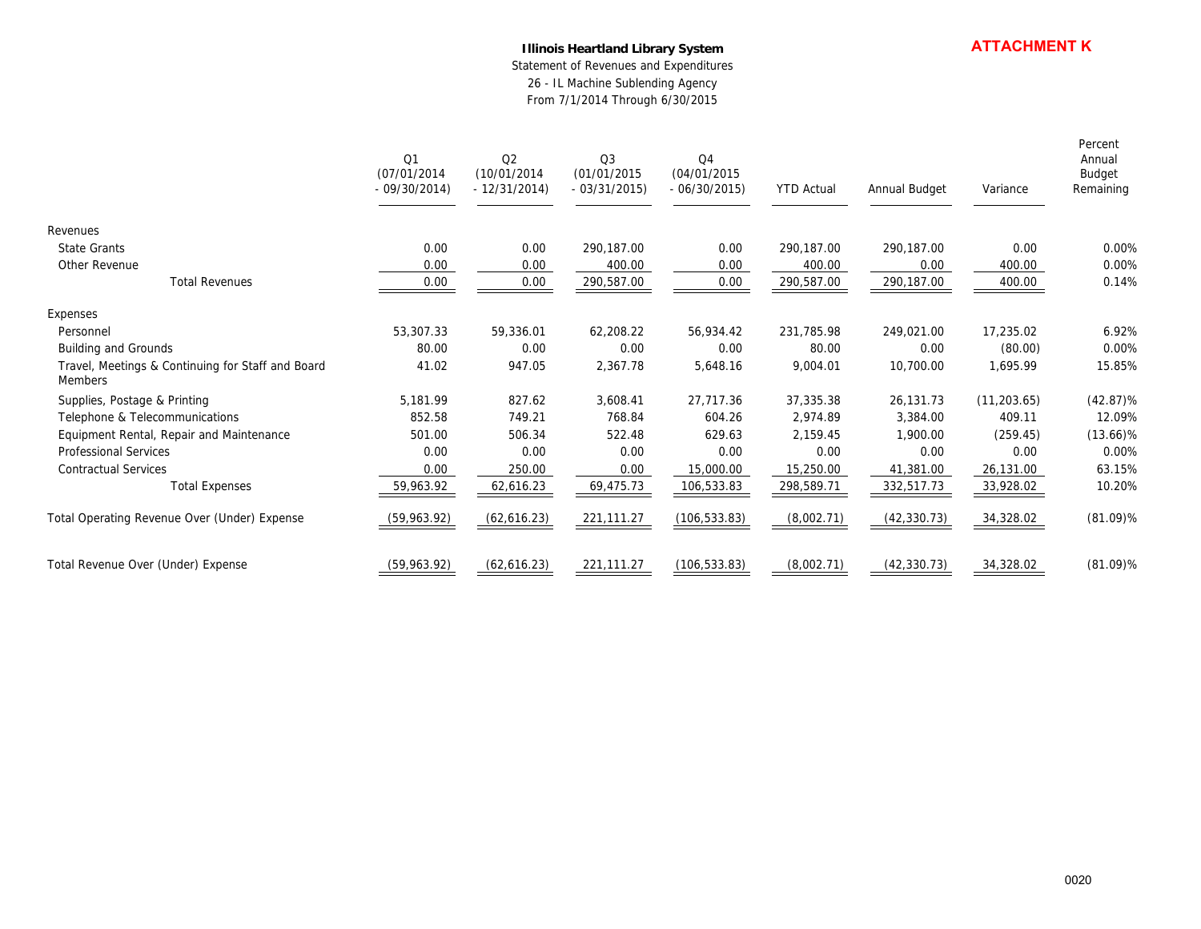**ATTACHMENT K**

# Illinois Heartland Library System

Statement of Revenues and Expenditures
26 - IL Machine Sublending Agency
From 7/1/2014 Through 6/30/2015

| | Q1 (07/01/2014 - 09/30/2014) | Q2 (10/01/2014 - 12/31/2014) | Q3 (01/01/2015 - 03/31/2015) | Q4 (04/01/2015 - 06/30/2015) | YTD Actual | Annual Budget | Variance | Percent Annual Budget Remaining |
|---|---|---|---|---|---|---|---|---|
| **Revenues** | | | | | | | | |
| State Grants | 0.00 | 0.00 | 290,187.00 | 0.00 | 290,187.00 | 290,187.00 | 0.00 | 0.00% |
| Other Revenue | 0.00 | 0.00 | 400.00 | 0.00 | 400.00 | 0.00 | 400.00 | 0.00% |
| Total Revenues | 0.00 | 0.00 | 290,587.00 | 0.00 | 290,587.00 | 290,187.00 | 400.00 | 0.14% |
| **Expenses** | | | | | | | | |
| Personnel | 53,307.33 | 59,336.01 | 62,208.22 | 56,934.42 | 231,785.98 | 249,021.00 | 17,235.02 | 6.92% |
| Building and Grounds | 80.00 | 0.00 | 0.00 | 0.00 | 80.00 | 0.00 | (80.00) | 0.00% |
| Travel, Meetings & Continuing for Staff and Board Members | 41.02 | 947.05 | 2,367.78 | 5,648.16 | 9,004.01 | 10,700.00 | 1,695.99 | 15.85% |
| Supplies, Postage & Printing | 5,181.99 | 827.62 | 3,608.41 | 27,717.36 | 37,335.38 | 26,131.73 | (11,203.65) | (42.87)% |
| Telephone & Telecommunications | 852.58 | 749.21 | 768.84 | 604.26 | 2,974.89 | 3,384.00 | 409.11 | 12.09% |
| Equipment Rental, Repair and Maintenance | 501.00 | 506.34 | 522.48 | 629.63 | 2,159.45 | 1,900.00 | (259.45) | (13.66)% |
| Professional Services | 0.00 | 0.00 | 0.00 | 0.00 | 0.00 | 0.00 | 0.00 | 0.00% |
| Contractual Services | 0.00 | 250.00 | 0.00 | 15,000.00 | 15,250.00 | 41,381.00 | 26,131.00 | 63.15% |
| Total Expenses | 59,963.92 | 62,616.23 | 69,475.73 | 106,533.83 | 298,589.71 | 332,517.73 | 33,928.02 | 10.20% |
| Total Operating Revenue Over (Under) Expense | (59,963.92) | (62,616.23) | 221,111.27 | (106,533.83) | (8,002.71) | (42,330.73) | 34,328.02 | (81.09)% |
| Total Revenue Over (Under) Expense | (59,963.92) | (62,616.23) | 221,111.27 | (106,533.83) | (8,002.71) | (42,330.73) | 34,328.02 | (81.09)% |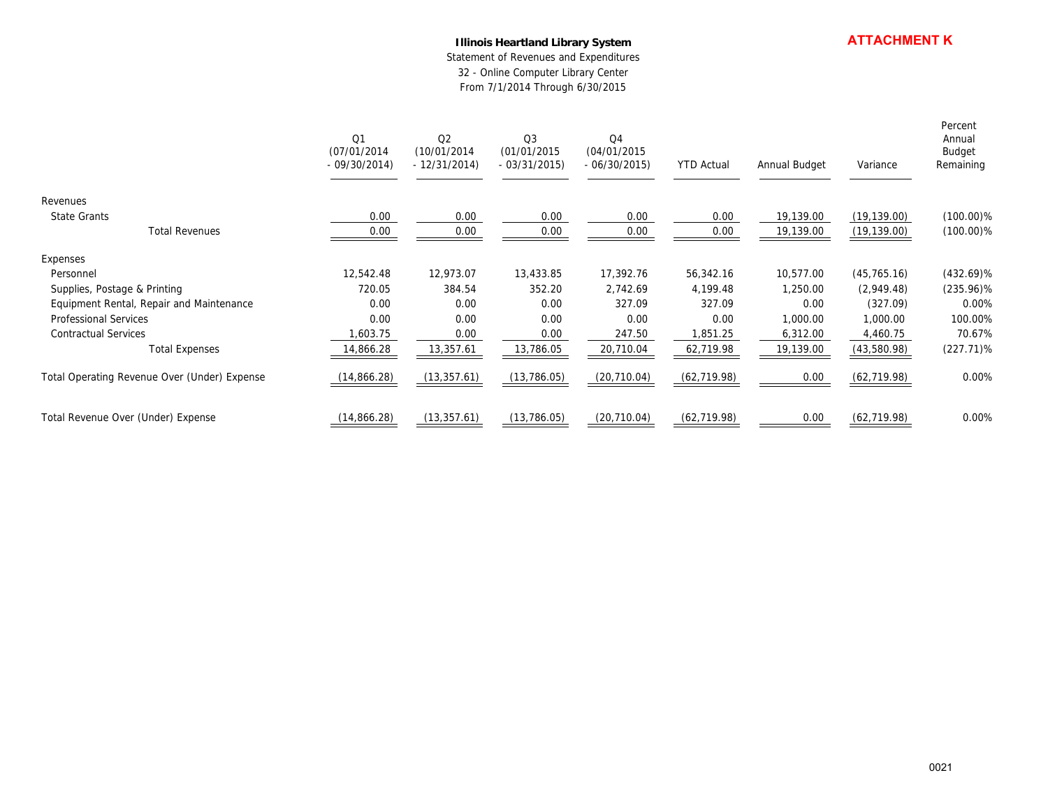**ATTACHMENT K**

**Illinois Heartland Library System**

Statement of Revenues and Expenditures

32 - Online Computer Library Center

From 7/1/2014 Through 6/30/2015

| | Q1 (07/01/2014 - 09/30/2014) | Q2 (10/01/2014 - 12/31/2014) | Q3 (01/01/2015 - 03/31/2015) | Q4 (04/01/2015 - 06/30/2015) | YTD Actual | Annual Budget | Variance | Percent Annual Budget Remaining |
|---|---|---|---|---|---|---|---|---|
| Revenues | | | | | | | | |
| State Grants | 0.00 | 0.00 | 0.00 | 0.00 | 0.00 | 19,139.00 | (19,139.00) | (100.00)% |
| Total Revenues | 0.00 | 0.00 | 0.00 | 0.00 | 0.00 | 19,139.00 | (19,139.00) | (100.00)% |
| Expenses | | | | | | | | |
| Personnel | 12,542.48 | 12,973.07 | 13,433.85 | 17,392.76 | 56,342.16 | 10,577.00 | (45,765.16) | (432.69)% |
| Supplies, Postage & Printing | 720.05 | 384.54 | 352.20 | 2,742.69 | 4,199.48 | 1,250.00 | (2,949.48) | (235.96)% |
| Equipment Rental, Repair and Maintenance | 0.00 | 0.00 | 0.00 | 327.09 | 327.09 | 0.00 | (327.09) | 0.00% |
| Professional Services | 0.00 | 0.00 | 0.00 | 0.00 | 0.00 | 1,000.00 | 1,000.00 | 100.00% |
| Contractual Services | 1,603.75 | 0.00 | 0.00 | 247.50 | 1,851.25 | 6,312.00 | 4,460.75 | 70.67% |
| Total Expenses | 14,866.28 | 13,357.61 | 13,786.05 | 20,710.04 | 62,719.98 | 19,139.00 | (43,580.98) | (227.71)% |
| Total Operating Revenue Over (Under) Expense | (14,866.28) | (13,357.61) | (13,786.05) | (20,710.04) | (62,719.98) | 0.00 | (62,719.98) | 0.00% |
| Total Revenue Over (Under) Expense | (14,866.28) | (13,357.61) | (13,786.05) | (20,710.04) | (62,719.98) | 0.00 | (62,719.98) | 0.00% |

0021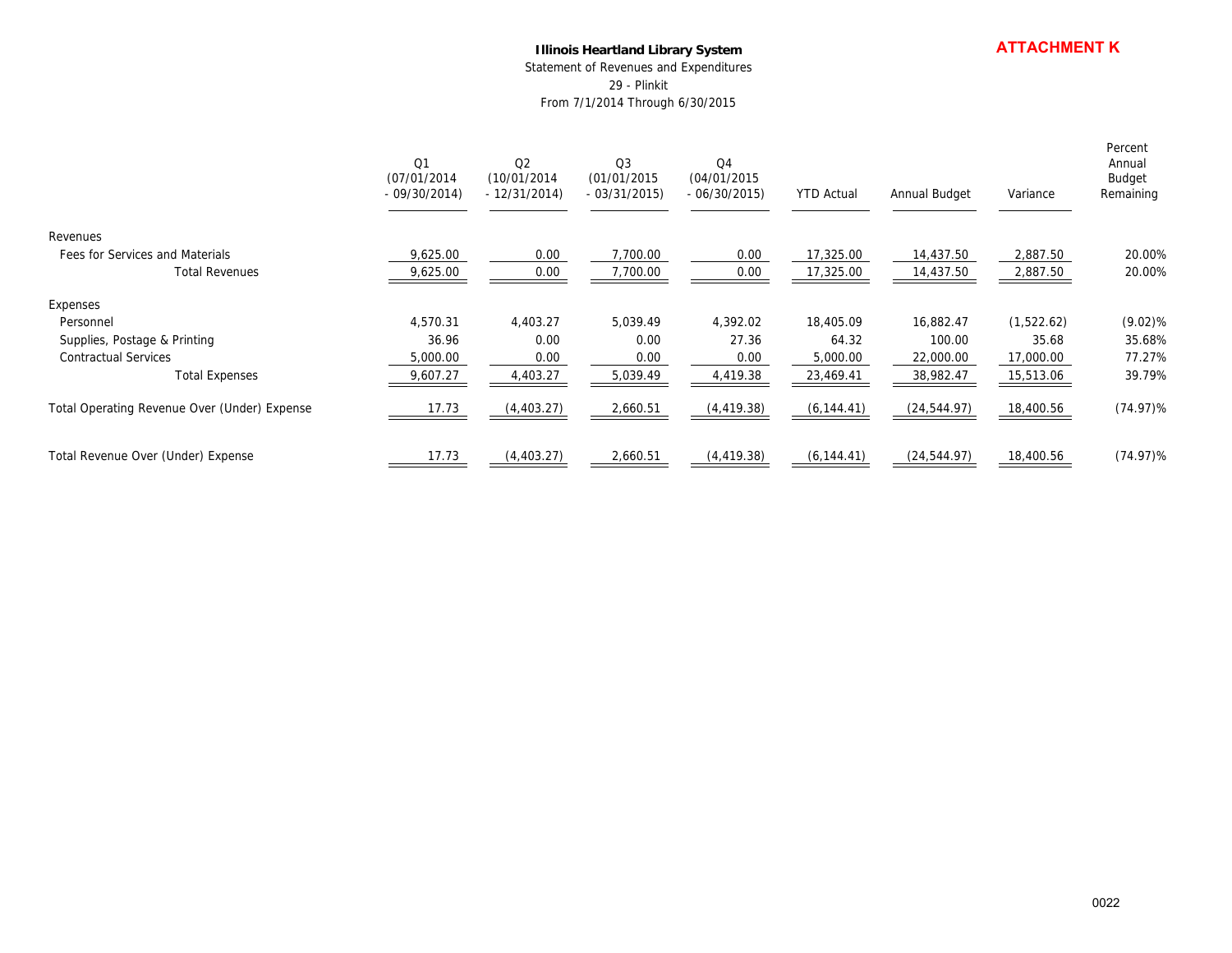**ATTACHMENT K**

**Illinois Heartland Library System**

Statement of Revenues and Expenditures

29 - Plinkit

From 7/1/2014 Through 6/30/2015

| | Q1 (07/01/2014 - 09/30/2014) | Q2 (10/01/2014 - 12/31/2014) | Q3 (01/01/2015 - 03/31/2015) | Q4 (04/01/2015 - 06/30/2015) | YTD Actual | Annual Budget | Variance | Percent Annual Budget Remaining |
|---|---|---|---|---|---|---|---|---|
| Revenues | | | | | | | | |
| Fees for Services and Materials | 9,625.00 | 0.00 | 7,700.00 | 0.00 | 17,325.00 | 14,437.50 | 2,887.50 | 20.00% |
| Total Revenues | 9,625.00 | 0.00 | 7,700.00 | 0.00 | 17,325.00 | 14,437.50 | 2,887.50 | 20.00% |
| Expenses | | | | | | | | |
| Personnel | 4,570.31 | 4,403.27 | 5,039.49 | 4,392.02 | 18,405.09 | 16,882.47 | (1,522.62) | (9.02)% |
| Supplies, Postage & Printing | 36.96 | 0.00 | 0.00 | 27.36 | 64.32 | 100.00 | 35.68 | 35.68% |
| Contractual Services | 5,000.00 | 0.00 | 0.00 | 0.00 | 5,000.00 | 22,000.00 | 17,000.00 | 77.27% |
| Total Expenses | 9,607.27 | 4,403.27 | 5,039.49 | 4,419.38 | 23,469.41 | 38,982.47 | 15,513.06 | 39.79% |
| Total Operating Revenue Over (Under) Expense | 17.73 | (4,403.27) | 2,660.51 | (4,419.38) | (6,144.41) | (24,544.97) | 18,400.56 | (74.97)% |
| Total Revenue Over (Under) Expense | 17.73 | (4,403.27) | 2,660.51 | (4,419.38) | (6,144.41) | (24,544.97) | 18,400.56 | (74.97)% |

0022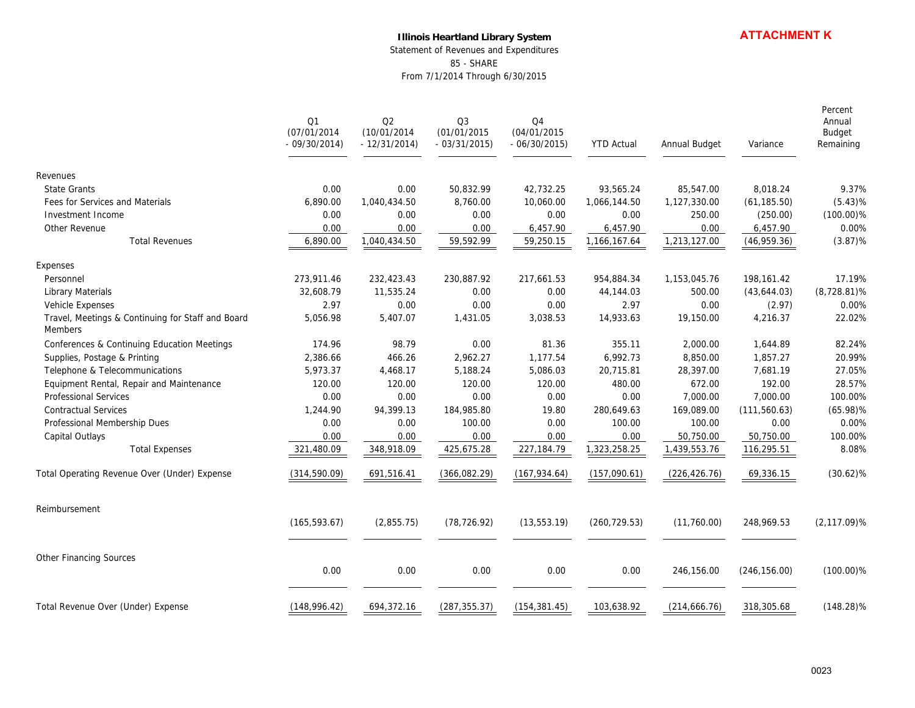**ATTACHMENT K**

**Illinois Heartland Library System**
Statement of Revenues and Expenditures
85 - SHARE
From 7/1/2014 Through 6/30/2015

| | Q1 (07/01/2014 - 09/30/2014) | Q2 (10/01/2014 - 12/31/2014) | Q3 (01/01/2015 - 03/31/2015) | Q4 (04/01/2015 - 06/30/2015) | YTD Actual | Annual Budget | Variance | Percent Annual Budget Remaining |
|---|---|---|---|---|---|---|---|---|
| Revenues | | | | | | | | |
| State Grants | 0.00 | 0.00 | 50,832.99 | 42,732.25 | 93,565.24 | 85,547.00 | 8,018.24 | 9.37% |
| Fees for Services and Materials | 6,890.00 | 1,040,434.50 | 8,760.00 | 10,060.00 | 1,066,144.50 | 1,127,330.00 | (61,185.50) | (5.43)% |
| Investment Income | 0.00 | 0.00 | 0.00 | 0.00 | 0.00 | 250.00 | (250.00) | (100.00)% |
| Other Revenue | 0.00 | 0.00 | 0.00 | 6,457.90 | 6,457.90 | 0.00 | 6,457.90 | 0.00% |
| Total Revenues | 6,890.00 | 1,040,434.50 | 59,592.99 | 59,250.15 | 1,166,167.64 | 1,213,127.00 | (46,959.36) | (3.87)% |
| Expenses | | | | | | | | |
| Personnel | 273,911.46 | 232,423.43 | 230,887.92 | 217,661.53 | 954,884.34 | 1,153,045.76 | 198,161.42 | 17.19% |
| Library Materials | 32,608.79 | 11,535.24 | 0.00 | 0.00 | 44,144.03 | 500.00 | (43,644.03) | (8,728.81)% |
| Vehicle Expenses | 2.97 | 0.00 | 0.00 | 0.00 | 2.97 | 0.00 | (2.97) | 0.00% |
| Travel, Meetings & Continuing for Staff and Board Members | 5,056.98 | 5,407.07 | 1,431.05 | 3,038.53 | 14,933.63 | 19,150.00 | 4,216.37 | 22.02% |
| Conferences & Continuing Education Meetings | 174.96 | 98.79 | 0.00 | 81.36 | 355.11 | 2,000.00 | 1,644.89 | 82.24% |
| Supplies, Postage & Printing | 2,386.66 | 466.26 | 2,962.27 | 1,177.54 | 6,992.73 | 8,850.00 | 1,857.27 | 20.99% |
| Telephone & Telecommunications | 5,973.37 | 4,468.17 | 5,188.24 | 5,086.03 | 20,715.81 | 28,397.00 | 7,681.19 | 27.05% |
| Equipment Rental, Repair and Maintenance | 120.00 | 120.00 | 120.00 | 120.00 | 480.00 | 672.00 | 192.00 | 28.57% |
| Professional Services | 0.00 | 0.00 | 0.00 | 0.00 | 0.00 | 7,000.00 | 7,000.00 | 100.00% |
| Contractual Services | 1,244.90 | 94,399.13 | 184,985.80 | 19.80 | 280,649.63 | 169,089.00 | (111,560.63) | (65.98)% |
| Professional Membership Dues | 0.00 | 0.00 | 100.00 | 0.00 | 100.00 | 100.00 | 0.00 | 0.00% |
| Capital Outlays | 0.00 | 0.00 | 0.00 | 0.00 | 0.00 | 50,750.00 | 50,750.00 | 100.00% |
| Total Expenses | 321,480.09 | 348,918.09 | 425,675.28 | 227,184.79 | 1,323,258.25 | 1,439,553.76 | 116,295.51 | 8.08% |
| Total Operating Revenue Over (Under) Expense | (314,590.09) | 691,516.41 | (366,082.29) | (167,934.64) | (157,090.61) | (226,426.76) | 69,336.15 | (30.62)% |
| Reimbursement | (165,593.67) | (2,855.75) | (78,726.92) | (13,553.19) | (260,729.53) | (11,760.00) | 248,969.53 | (2,117.09)% |
| Other Financing Sources | 0.00 | 0.00 | 0.00 | 0.00 | 0.00 | 246,156.00 | (246,156.00) | (100.00)% |
| Total Revenue Over (Under) Expense | (148,996.42) | 694,372.16 | (287,355.37) | (154,381.45) | 103,638.92 | (214,666.76) | 318,305.68 | (148.28)% |

0023